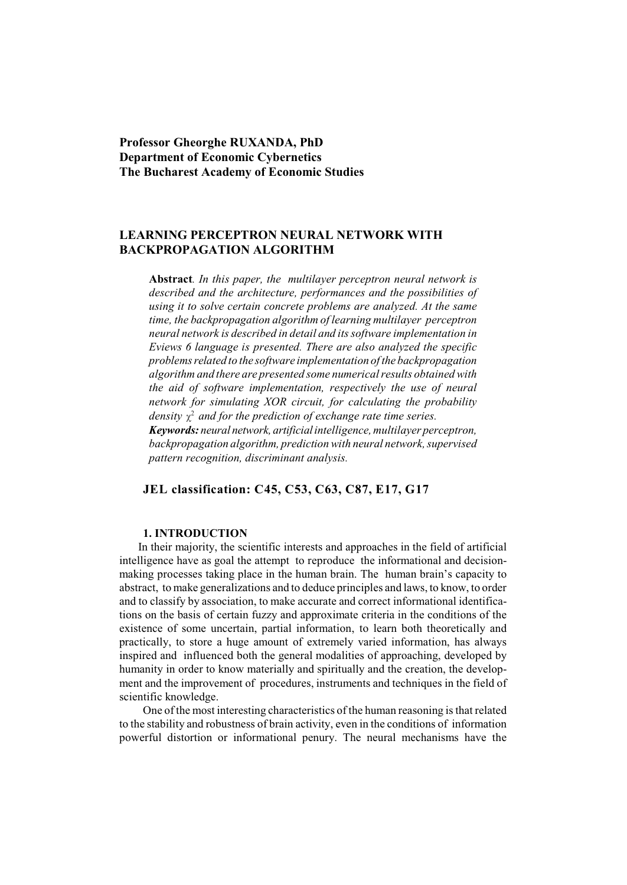**Professor Gheorghe RUXANDA, PhD**
**Department of Economic Cybernetics**
**The Bucharest Academy of Economic Studies**

# LEARNING PERCEPTRON NEURAL NETWORK WITH BACKPROPAGATION ALGORITHM

**Abstract**. *In this paper, the multilayer perceptron neural network is described and the architecture, performances and the possibilities of using it to solve certain concrete problems are analyzed. At the same time, the backpropagation algorithm of learning multilayer perceptron neural network is described in detail and its software implementation in Eviews 6 language is presented. There are also analyzed the specific problems related to the software implementation of the backpropagation algorithm and there are presented some numerical results obtained with the aid of software implementation, respectively the use of neural network for simulating XOR circuit, for calculating the probability density* $\chi^2$ *and for the prediction of exchange rate time series.*

***Keywords:*** *neural network, artificial intelligence, multilayer perceptron, backpropagation algorithm, prediction with neural network, supervised pattern recognition, discriminant analysis.*

**JEL classification: C45, C53, C63, C87, E17, G17**

## 1. INTRODUCTION

In their majority, the scientific interests and approaches in the field of artificial intelligence have as goal the attempt to reproduce the informational and decision-making processes taking place in the human brain. The human brain's capacity to abstract, to make generalizations and to deduce principles and laws, to know, to order and to classify by association, to make accurate and correct informational identifications on the basis of certain fuzzy and approximate criteria in the conditions of the existence of some uncertain, partial information, to learn both theoretically and practically, to store a huge amount of extremely varied information, has always inspired and influenced both the general modalities of approaching, developed by humanity in order to know materially and spiritually and the creation, the development and the improvement of procedures, instruments and techniques in the field of scientific knowledge.

One of the most interesting characteristics of the human reasoning is that related to the stability and robustness of brain activity, even in the conditions of information powerful distortion or informational penury. The neural mechanisms have the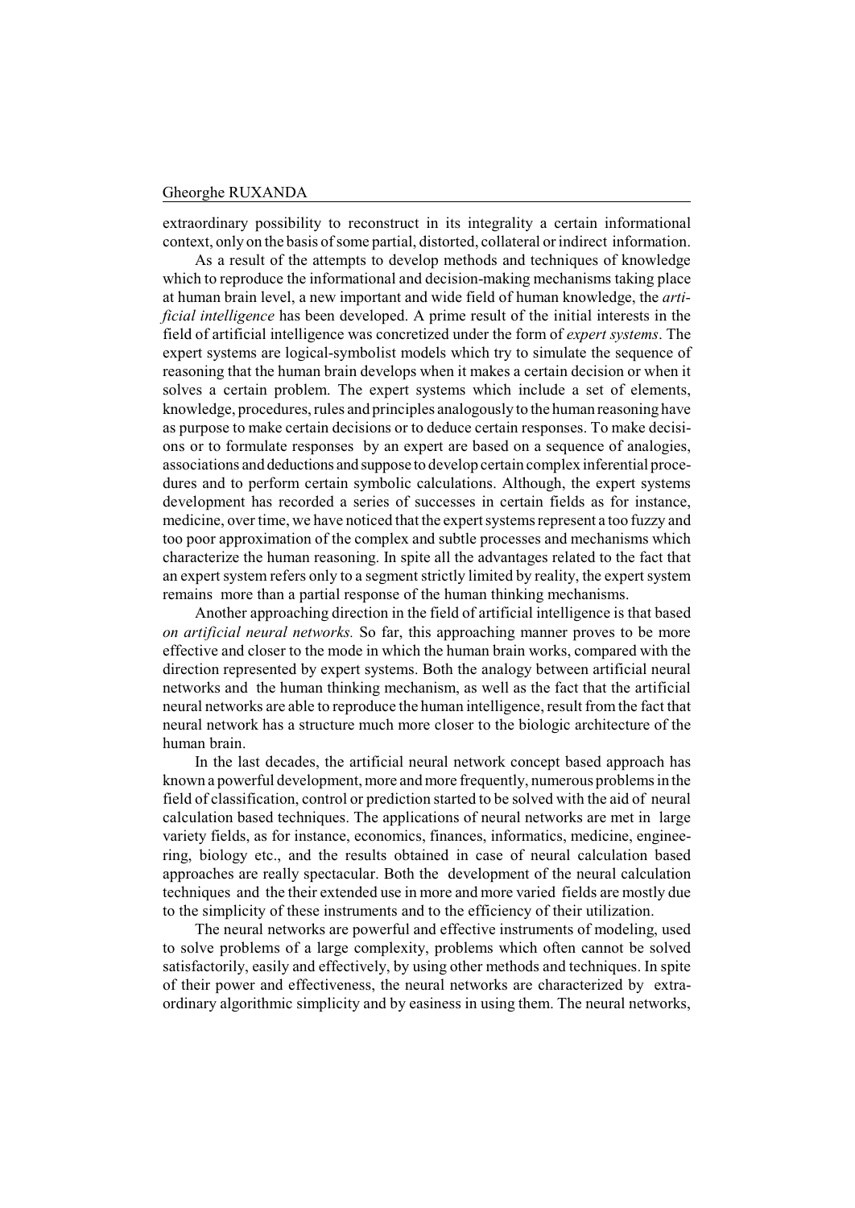extraordinary possibility to reconstruct in its integrality a certain informational context, only on the basis of some partial, distorted, collateral or indirect information.

As a result of the attempts to develop methods and techniques of knowledge which to reproduce the informational and decision-making mechanisms taking place at human brain level, a new important and wide field of human knowledge, the *artificial intelligence* has been developed. A prime result of the initial interests in the field of artificial intelligence was concretized under the form of *expert systems*. The expert systems are logical-symbolist models which try to simulate the sequence of reasoning that the human brain develops when it makes a certain decision or when it solves a certain problem. The expert systems which include a set of elements, knowledge, procedures, rules and principles analogously to the human reasoning have as purpose to make certain decisions or to deduce certain responses. To make decisions or to formulate responses by an expert are based on a sequence of analogies, associations and deductions and suppose to develop certain complex inferential procedures and to perform certain symbolic calculations. Although, the expert systems development has recorded a series of successes in certain fields as for instance, medicine, over time, we have noticed that the expert systems represent a too fuzzy and too poor approximation of the complex and subtle processes and mechanisms which characterize the human reasoning. In spite all the advantages related to the fact that an expert system refers only to a segment strictly limited by reality, the expert system remains more than a partial response of the human thinking mechanisms.

Another approaching direction in the field of artificial intelligence is that based *on artificial neural networks.* So far, this approaching manner proves to be more effective and closer to the mode in which the human brain works, compared with the direction represented by expert systems. Both the analogy between artificial neural networks and the human thinking mechanism, as well as the fact that the artificial neural networks are able to reproduce the human intelligence, result from the fact that neural network has a structure much more closer to the biologic architecture of the human brain.

In the last decades, the artificial neural network concept based approach has known a powerful development, more and more frequently, numerous problems in the field of classification, control or prediction started to be solved with the aid of neural calculation based techniques. The applications of neural networks are met in large variety fields, as for instance, economics, finances, informatics, medicine, engineering, biology etc., and the results obtained in case of neural calculation based approaches are really spectacular. Both the development of the neural calculation techniques and the their extended use in more and more varied fields are mostly due to the simplicity of these instruments and to the efficiency of their utilization.

The neural networks are powerful and effective instruments of modeling, used to solve problems of a large complexity, problems which often cannot be solved satisfactorily, easily and effectively, by using other methods and techniques. In spite of their power and effectiveness, the neural networks are characterized by extraordinary algorithmic simplicity and by easiness in using them. The neural networks,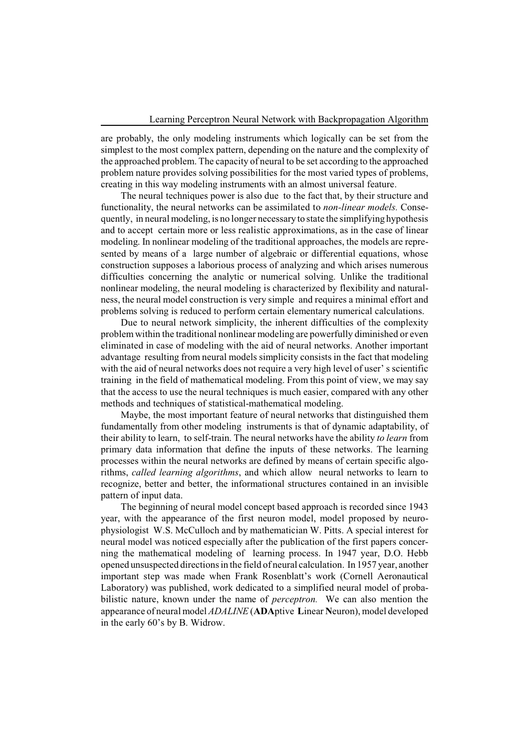are probably, the only modeling instruments which logically can be set from the simplest to the most complex pattern, depending on the nature and the complexity of the approached problem. The capacity of neural to be set according to the approached problem nature provides solving possibilities for the most varied types of problems, creating in this way modeling instruments with an almost universal feature.

The neural techniques power is also due to the fact that, by their structure and functionality, the neural networks can be assimilated to *non-linear models.* Consequently, in neural modeling, is no longer necessary to state the simplifying hypothesis and to accept certain more or less realistic approximations, as in the case of linear modeling. In nonlinear modeling of the traditional approaches, the models are represented by means of a large number of algebraic or differential equations, whose construction supposes a laborious process of analyzing and which arises numerous difficulties concerning the analytic or numerical solving. Unlike the traditional nonlinear modeling, the neural modeling is characterized by flexibility and naturalness, the neural model construction is very simple and requires a minimal effort and problems solving is reduced to perform certain elementary numerical calculations.

Due to neural network simplicity, the inherent difficulties of the complexity problem within the traditional nonlinear modeling are powerfully diminished or even eliminated in case of modeling with the aid of neural networks. Another important advantage resulting from neural models simplicity consists in the fact that modeling with the aid of neural networks does not require a very high level of user' s scientific training in the field of mathematical modeling. From this point of view, we may say that the access to use the neural techniques is much easier, compared with any other methods and techniques of statistical-mathematical modeling.

Maybe, the most important feature of neural networks that distinguished them fundamentally from other modeling instruments is that of dynamic adaptability, of their ability to learn, to self-train. The neural networks have the ability *to learn* from primary data information that define the inputs of these networks. The learning processes within the neural networks are defined by means of certain specific algorithms, *called learning algorithms*, and which allow neural networks to learn to recognize, better and better, the informational structures contained in an invisible pattern of input data.

The beginning of neural model concept based approach is recorded since 1943 year, with the appearance of the first neuron model, model proposed by neurophysiologist W.S. McCulloch and by mathematician W. Pitts. A special interest for neural model was noticed especially after the publication of the first papers concerning the mathematical modeling of learning process. In 1947 year, D.O. Hebb opened unsuspected directions in the field of neural calculation. In 1957 year, another important step was made when Frank Rosenblatt's work (Cornell Aeronautical Laboratory) was published, work dedicated to a simplified neural model of probabilistic nature, known under the name of *perceptron.* We can also mention the appearance of neural model *ADALINE* (**ADA**ptive **L**inear **N**euron), model developed in the early 60's by B. Widrow.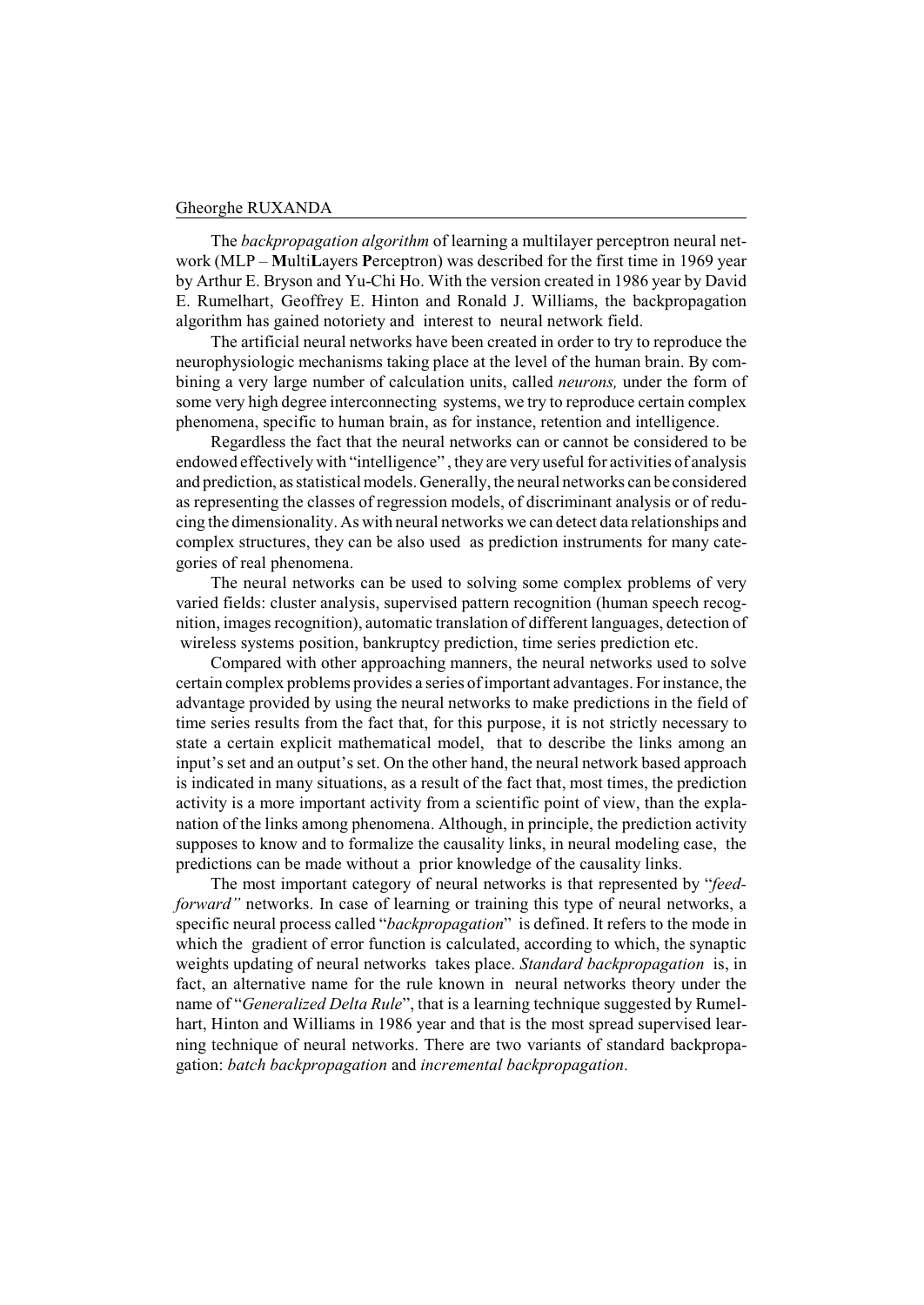The *backpropagation algorithm* of learning a multilayer perceptron neural network (MLP – **M**ulti**L**ayers **P**erceptron) was described for the first time in 1969 year by Arthur E. Bryson and Yu-Chi Ho. With the version created in 1986 year by David E. Rumelhart, Geoffrey E. Hinton and Ronald J. Williams, the backpropagation algorithm has gained notoriety and interest to neural network field.

The artificial neural networks have been created in order to try to reproduce the neurophysiologic mechanisms taking place at the level of the human brain. By combining a very large number of calculation units, called *neurons,* under the form of some very high degree interconnecting systems, we try to reproduce certain complex phenomena, specific to human brain, as for instance, retention and intelligence.

Regardless the fact that the neural networks can or cannot be considered to be endowed effectively with "intelligence" , they are very useful for activities of analysis and prediction, as statistical models. Generally, the neural networks can be considered as representing the classes of regression models, of discriminant analysis or of reducing the dimensionality. As with neural networks we can detect data relationships and complex structures, they can be also used as prediction instruments for many categories of real phenomena.

The neural networks can be used to solving some complex problems of very varied fields: cluster analysis, supervised pattern recognition (human speech recognition, images recognition), automatic translation of different languages, detection of wireless systems position, bankruptcy prediction, time series prediction etc.

Compared with other approaching manners, the neural networks used to solve certain complex problems provides a series of important advantages. For instance, the advantage provided by using the neural networks to make predictions in the field of time series results from the fact that, for this purpose, it is not strictly necessary to state a certain explicit mathematical model, that to describe the links among an input's set and an output's set. On the other hand, the neural network based approach is indicated in many situations, as a result of the fact that, most times, the prediction activity is a more important activity from a scientific point of view, than the explanation of the links among phenomena. Although, in principle, the prediction activity supposes to know and to formalize the causality links, in neural modeling case, the predictions can be made without a prior knowledge of the causality links.

The most important category of neural networks is that represented by "*feed-forward"* networks. In case of learning or training this type of neural networks, a specific neural process called "*backpropagation*" is defined. It refers to the mode in which the gradient of error function is calculated, according to which, the synaptic weights updating of neural networks takes place. *Standard backpropagation* is, in fact, an alternative name for the rule known in neural networks theory under the name of "*Generalized Delta Rule*", that is a learning technique suggested by Rumelhart, Hinton and Williams in 1986 year and that is the most spread supervised learning technique of neural networks. There are two variants of standard backpropagation: *batch backpropagation* and *incremental backpropagation*.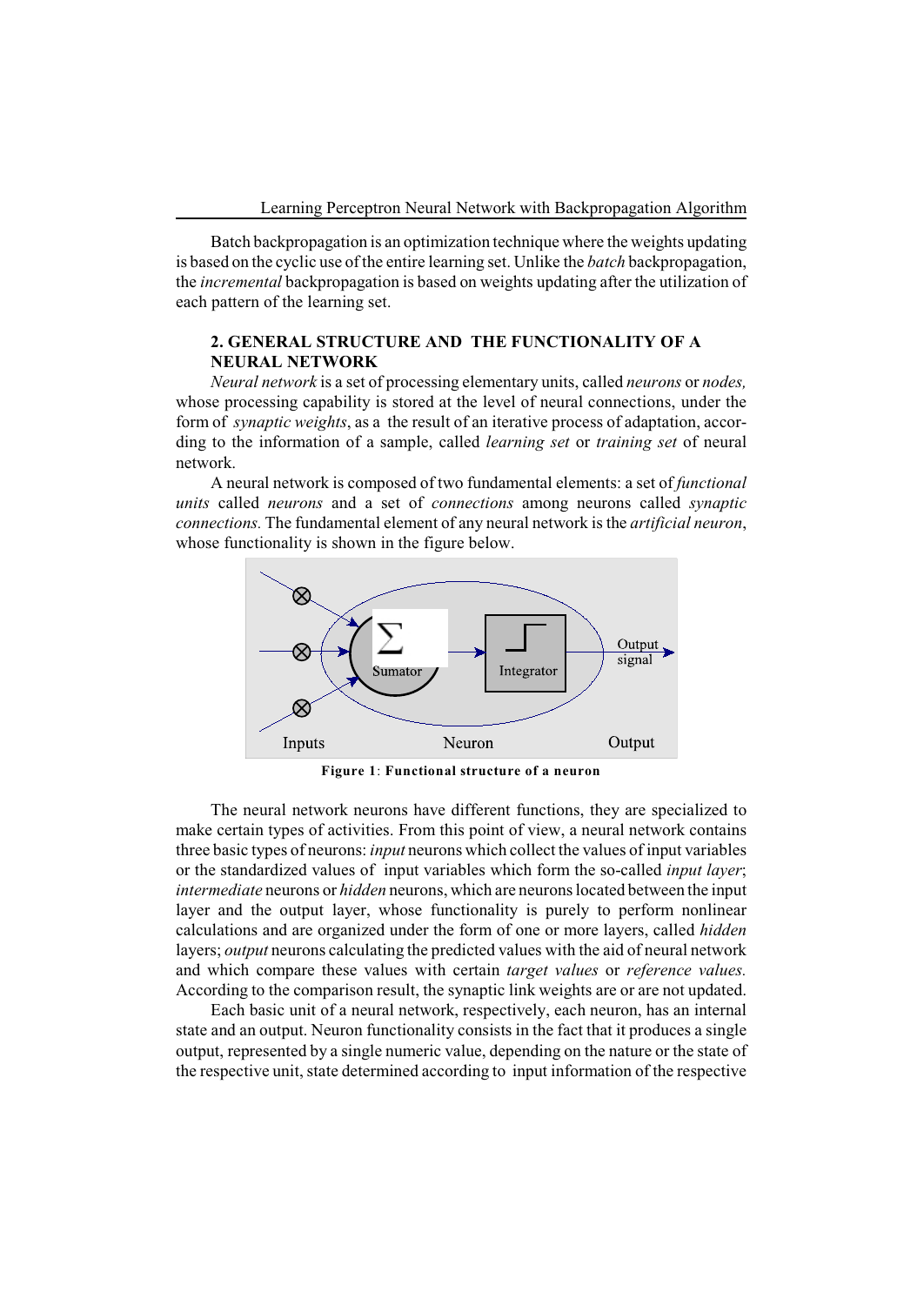Batch backpropagation is an optimization technique where the weights updating is based on the cyclic use of the entire learning set. Unlike the *batch* backpropagation, the *incremental* backpropagation is based on weights updating after the utilization of each pattern of the learning set.

## 2. GENERAL STRUCTURE AND THE FUNCTIONALITY OF A NEURAL NETWORK

*Neural network* is a set of processing elementary units, called *neurons* or *nodes,* whose processing capability is stored at the level of neural connections, under the form of *synaptic weights*, as a the result of an iterative process of adaptation, according to the information of a sample, called *learning set* or *training set* of neural network.

A neural network is composed of two fundamental elements: a set of *functional units* called *neurons* and a set of *connections* among neurons called *synaptic connections.* The fundamental element of any neural network is the *artificial neuron*, whose functionality is shown in the figure below.

**Figure 1**: **Functional structure of a neuron**

The neural network neurons have different functions, they are specialized to make certain types of activities. From this point of view, a neural network contains three basic types of neurons: *input* neurons which collect the values of input variables or the standardized values of input variables which form the so-called *input layer*; *intermediate* neurons or *hidden* neurons, which are neurons located between the input layer and the output layer, whose functionality is purely to perform nonlinear calculations and are organized under the form of one or more layers, called *hidden* layers; *output* neurons calculating the predicted values with the aid of neural network and which compare these values with certain *target values* or *reference values.* According to the comparison result, the synaptic link weights are or are not updated.

Each basic unit of a neural network, respectively, each neuron, has an internal state and an output. Neuron functionality consists in the fact that it produces a single output, represented by a single numeric value, depending on the nature or the state of the respective unit, state determined according to input information of the respective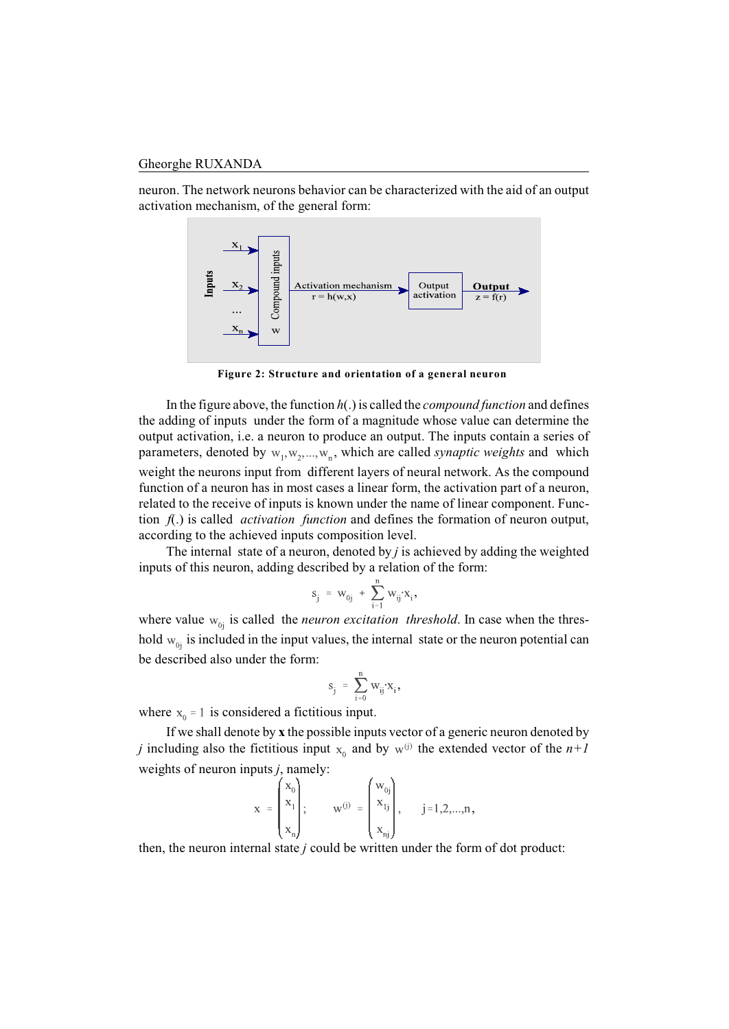neuron. The network neurons behavior can be characterized with the aid of an output activation mechanism, of the general form:

**Figure 2: Structure and orientation of a general neuron**

In the figure above, the function $h(.)$ is called the *compound function* and defines the adding of inputs under the form of a magnitude whose value can determine the output activation, i.e. a neuron to produce an output. The inputs contain a series of parameters, denoted by $w_1, w_2, ..., w_n$, which are called *synaptic weights* and which weight the neurons input from different layers of neural network. As the compound function of a neuron has in most cases a linear form, the activation part of a neuron, related to the receive of inputs is known under the name of linear component. Function $f(.)$ is called *activation function* and defines the formation of neuron output, according to the achieved inputs composition level.

The internal state of a neuron, denoted by $j$ is achieved by adding the weighted inputs of this neuron, adding described by a relation of the form:

$$s_j = w_{0j} + \sum_{i=1}^{n} w_{ij} \cdot x_i,$$

where value $w_{0j}$ is called the *neuron excitation threshold*. In case when the threshold $w_{0j}$ is included in the input values, the internal state or the neuron potential can be described also under the form:

$$s_j = \sum_{i=0}^{n} w_{ij} \cdot x_i,$$

where $x_0 = 1$ is considered a fictitious input.

If we shall denote by **x** the possible inputs vector of a generic neuron denoted by $j$ including also the fictitious input $x_0$ and by $w^{(j)}$ the extended vector of the $n+1$ weights of neuron inputs $j$, namely:

$$x = \begin{pmatrix} x_0 \\ x_1 \\ \\ x_n \end{pmatrix}; \qquad w^{(j)} = \begin{pmatrix} w_{0j} \\ x_{1j} \\ \\ x_{nj} \end{pmatrix}, \qquad j = 1,2,...,n,$$

then, the neuron internal state $j$ could be written under the form of dot product: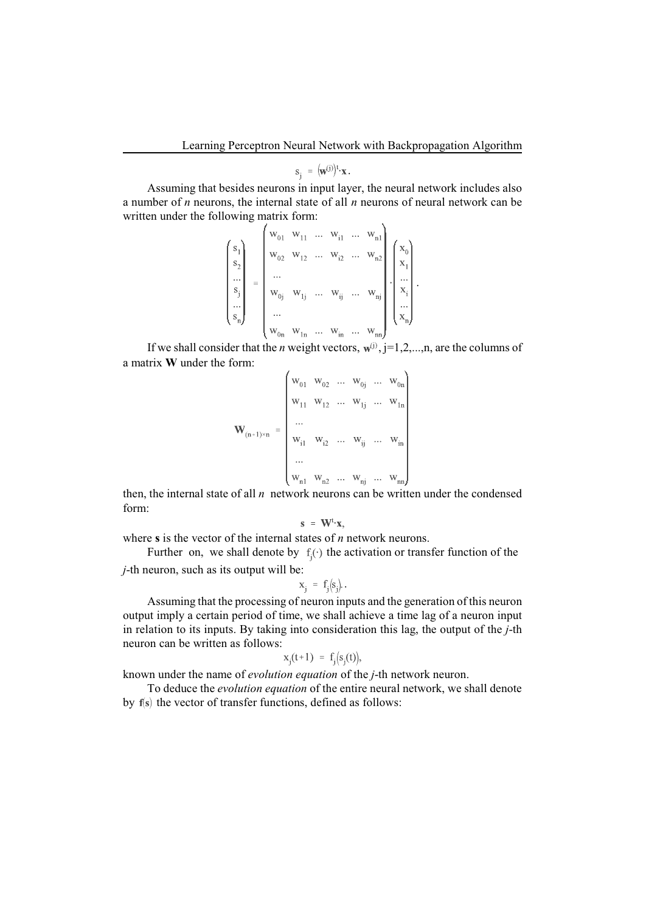$$s_j = \left(\mathbf{w}^{(j)}\right)^t \cdot \mathbf{x}.$$

Assuming that besides neurons in input layer, the neural network includes also a number of *n* neurons, the internal state of all *n* neurons of neural network can be written under the following matrix form:

$$\begin{pmatrix} s_1 \\ s_2 \\ \dots \\ s_j \\ \dots \\ s_n \end{pmatrix} = \begin{pmatrix} w_{01} & w_{11} & \dots & w_{i1} & \dots & w_{n1} \\ w_{02} & w_{12} & \dots & w_{i2} & \dots & w_{n2} \\ \dots \\ w_{0j} & w_{1j} & \dots & w_{ij} & \dots & w_{nj} \\ \dots \\ w_{0n} & w_{1n} & \dots & w_{in} & \dots & w_{nn} \end{pmatrix} \cdot \begin{pmatrix} x_0 \\ x_1 \\ \dots \\ x_i \\ \dots \\ x_n \end{pmatrix}.$$

If we shall consider that the *n* weight vectors, $\mathbf{w}^{(j)}$, j=1,2,...,n, are the columns of a matrix **W** under the form:

$$\mathbf{W}_{(n+1)\times n} = \begin{pmatrix} w_{01} & w_{02} & \dots & w_{0j} & \dots & w_{0n} \\ w_{11} & w_{12} & \dots & w_{1j} & \dots & w_{1n} \\ \dots \\ w_{i1} & w_{i2} & \dots & w_{ij} & \dots & w_{in} \\ \dots \\ w_{n1} & w_{n2} & \dots & w_{nj} & \dots & w_{nn} \end{pmatrix}$$

then, the internal state of all *n* network neurons can be written under the condensed form:

$$\mathbf{s} = \mathbf{W}^t \cdot \mathbf{x},$$

where **s** is the vector of the internal states of *n* network neurons.

Further on, we shall denote by $f_j(\cdot)$ the activation or transfer function of the *j*-th neuron, such as its output will be:

$$x_j = f_j(s_j)..$$

Assuming that the processing of neuron inputs and the generation of this neuron output imply a certain period of time, we shall achieve a time lag of a neuron input in relation to its inputs. By taking into consideration this lag, the output of the *j*-th neuron can be written as follows:

$$x_j(t+1) = f_j(s_j(t)),$$

known under the name of *evolution equation* of the *j*-th network neuron.

To deduce the *evolution equation* of the entire neural network, we shall denote by $\mathbf{f}(\mathbf{s})$ the vector of transfer functions, defined as follows: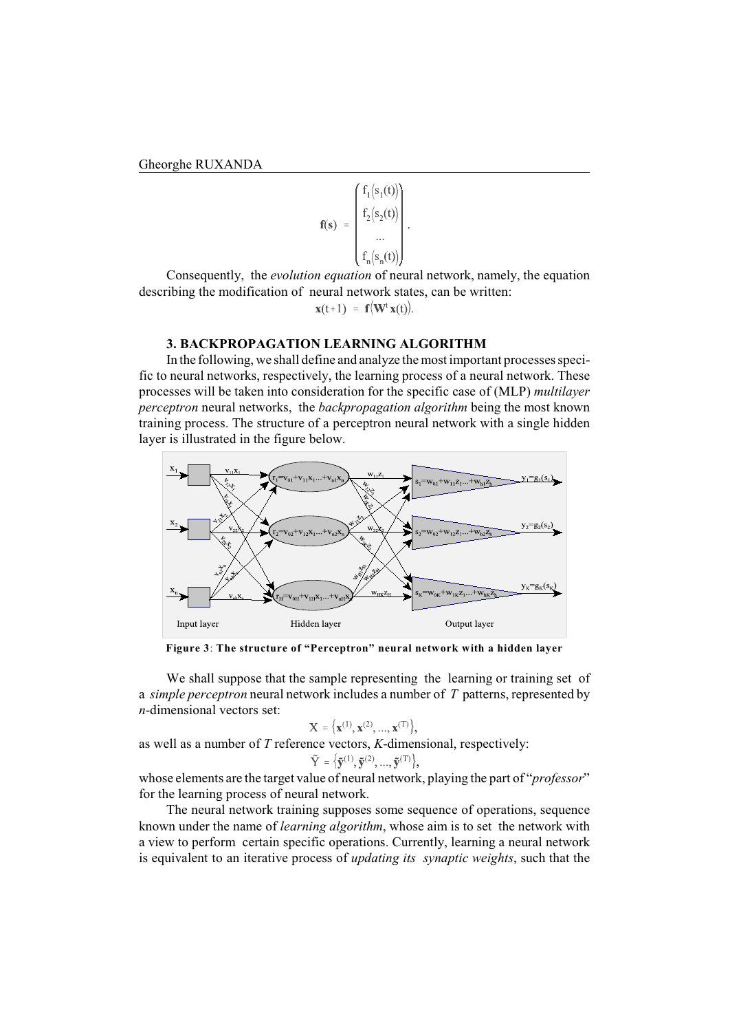$$\mathbf{f}(\mathbf{s}) = \begin{pmatrix} f_1(s_1(t)) \\ f_2(s_2(t)) \\ \ldots \\ f_n(s_n(t)) \end{pmatrix}.$$

Consequently, the *evolution equation* of neural network, namely, the equation describing the modification of neural network states, can be written:

$$\mathbf{x}(t+1) = \mathbf{f}(\mathbf{W}^t \mathbf{x}(t)).$$

### 3. BACKPROPAGATION LEARNING ALGORITHM

In the following, we shall define and analyze the most important processes specific to neural networks, respectively, the learning process of a neural network. These processes will be taken into consideration for the specific case of (MLP) *multilayer perceptron* neural networks, the *backpropagation algorithm* being the most known training process. The structure of a perceptron neural network with a single hidden layer is illustrated in the figure below.

**Figure 3**: **The structure of "Perceptron" neural network with a hidden layer**

We shall suppose that the sample representing the learning or training set of a *simple perceptron* neural network includes a number of $T$ patterns, represented by $n$-dimensional vectors set:

$$X = \left\{\mathbf{x}^{(1)}, \mathbf{x}^{(2)}, ..., \mathbf{x}^{(T)}\right\},$$

as well as a number of $T$ reference vectors, $K$-dimensional, respectively:

$$\tilde{Y} = \left\{\tilde{\mathbf{y}}^{(1)}, \tilde{\mathbf{y}}^{(2)}, ..., \tilde{\mathbf{y}}^{(T)}\right\},$$

whose elements are the target value of neural network, playing the part of "*professor*" for the learning process of neural network.

The neural network training supposes some sequence of operations, sequence known under the name of *learning algorithm*, whose aim is to set the network with a view to perform certain specific operations. Currently, learning a neural network is equivalent to an iterative process of *updating its synaptic weights*, such that the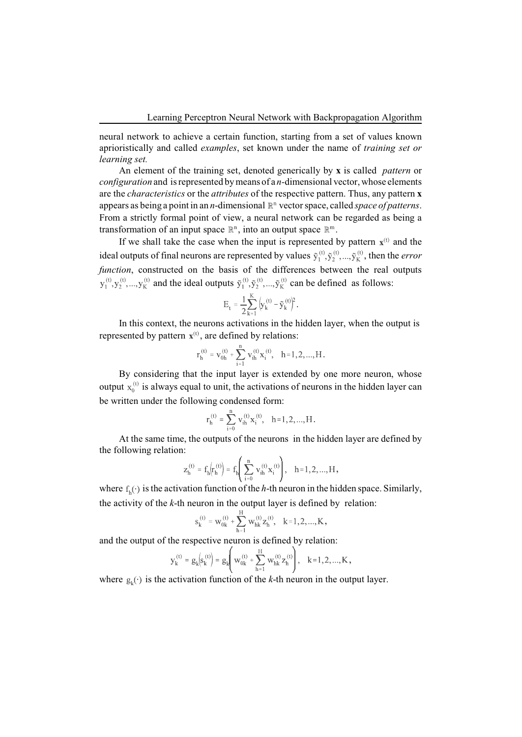neural network to achieve a certain function, starting from a set of values known aprioristically and called *examples*, set known under the name of *training set or learning set.*

An element of the training set, denoted generically by **x** is called *pattern* or *configuration* and is represented by means of a *n*-dimensional vector, whose elements are the *characteristics* or the *attributes* of the respective pattern. Thus, any pattern **x** appears as being a point in an *n*-dimensional $\mathbb{R}^n$ vector space, called *space of patterns*. From a strictly formal point of view, a neural network can be regarded as being a transformation of an input space $\mathbb{R}^n$, into an output space $\mathbb{R}^m$.

If we shall take the case when the input is represented by pattern $\mathbf{x}^{(t)}$ and the ideal outputs of final neurons are represented by values $\tilde{y}_1^{(t)}, \tilde{y}_2^{(t)}, ..., \tilde{y}_K^{(t)}$, then the *error function*, constructed on the basis of the differences between the real outputs $y_1^{(t)}, y_2^{(t)}, ..., y_K^{(t)}$ and the ideal outputs $\tilde{y}_1^{(t)}, \tilde{y}_2^{(t)}, ..., \tilde{y}_K^{(t)}$ can be defined as follows:

$$E_t = \frac{1}{2}\sum_{k=1}^{K}\left(y_k^{(t)} - \tilde{y}_k^{(t)}\right)^2.$$

In this context, the neurons activations in the hidden layer, when the output is represented by pattern $\mathbf{x}^{(t)}$, are defined by relations:

$$r_h^{(t)} = v_{0h}^{(t)} + \sum_{i=1}^{n} v_{ih}^{(t)} x_i^{(t)}, \quad h = 1, 2, ..., H.$$

By considering that the input layer is extended by one more neuron, whose output $x_0^{(t)}$ is always equal to unit, the activations of neurons in the hidden layer can be written under the following condensed form:

$$r_h^{(t)} = \sum_{i=0}^{n} v_{ih}^{(t)} x_i^{(t)}, \quad h = 1, 2, ..., H.$$

At the same time, the outputs of the neurons in the hidden layer are defined by the following relation:

$$z_h^{(t)} = f_h\left(r_h^{(t)}\right) = f_h\left(\sum_{i=0}^{n} v_{ih}^{(t)} x_i^{(t)}\right), \quad h = 1, 2, ..., H,$$

where $f_h(\cdot)$ is the activation function of the *h*-th neuron in the hidden space. Similarly, the activity of the *k*-th neuron in the output layer is defined by relation:

$$s_k^{(t)} = w_{0k}^{(t)} + \sum_{h=1}^{H} w_{hk}^{(t)} z_h^{(t)}, \quad k = 1, 2, ..., K,$$

and the output of the respective neuron is defined by relation:

$$y_k^{(t)} = g_k\left(s_k^{(t)}\right) = g_k\left(w_{0k}^{(t)} + \sum_{h=1}^{H} w_{hk}^{(t)} z_h^{(t)}\right), \quad k = 1, 2, ..., K,$$

where $g_k(\cdot)$ is the activation function of the *k*-th neuron in the output layer.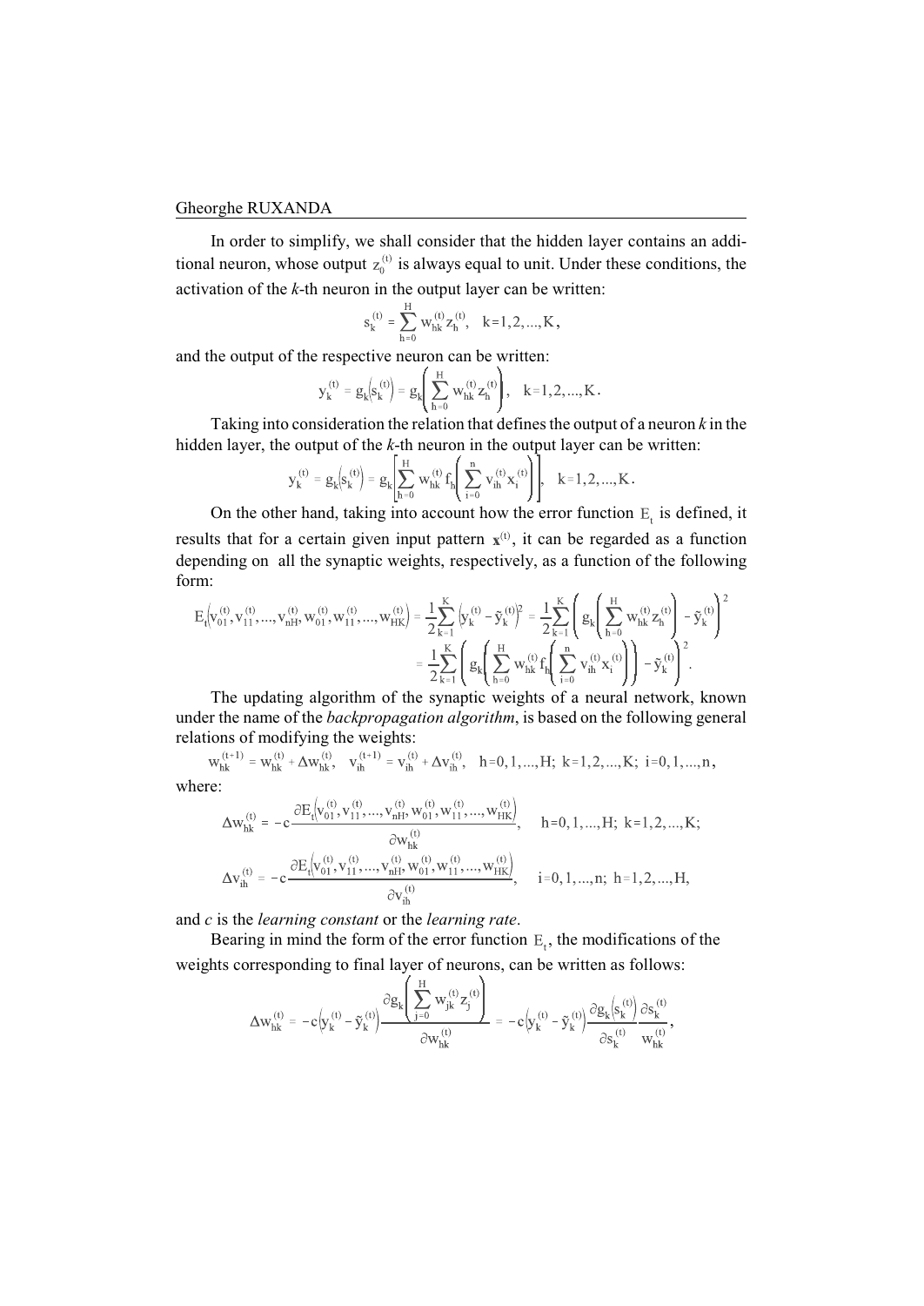In order to simplify, we shall consider that the hidden layer contains an additional neuron, whose output $z_0^{(t)}$ is always equal to unit. Under these conditions, the activation of the *k*-th neuron in the output layer can be written:

$$s_k^{(t)} = \sum_{h=0}^{H} w_{hk}^{(t)} z_h^{(t)}, \quad k=1,2,\ldots,K,$$

and the output of the respective neuron can be written:

$$y_k^{(t)} = g_k\left(s_k^{(t)}\right) = g_k\left(\sum_{h=0}^{H} w_{hk}^{(t)} z_h^{(t)}\right), \quad k=1,2,\ldots,K.$$

Taking into consideration the relation that defines the output of a neuron *k* in the hidden layer, the output of the *k*-th neuron in the output layer can be written:

$$y_k^{(t)} = g_k\left(s_k^{(t)}\right) = g_k\left[\sum_{h=0}^{H} w_{hk}^{(t)} f_h\left(\sum_{i=0}^{n} v_{ih}^{(t)} x_i^{(t)}\right)\right], \quad k=1,2,\ldots,K.$$

On the other hand, taking into account how the error function $E_t$ is defined, it results that for a certain given input pattern $\mathbf{x}^{(t)}$, it can be regarded as a function depending on all the synaptic weights, respectively, as a function of the following form:

$$E_t\left(v_{01}^{(t)}, v_{11}^{(t)}, \ldots, v_{nH}^{(t)}, w_{01}^{(t)}, w_{11}^{(t)}, \ldots, w_{HK}^{(t)}\right) = \frac{1}{2}\sum_{k=1}^{K}\left(y_k^{(t)} - \tilde{y}_k^{(t)}\right)^2 = \frac{1}{2}\sum_{k=1}^{K}\left(g_k\left(\sum_{h=0}^{H} w_{hk}^{(t)} z_h^{(t)}\right) - \tilde{y}_k^{(t)}\right)^2$$

$$= \frac{1}{2}\sum_{k=1}^{K}\left(g_k\left(\sum_{h=0}^{H} w_{hk}^{(t)} f_h\left(\sum_{i=0}^{n} v_{ih}^{(t)} x_i^{(t)}\right)\right) - \tilde{y}_k^{(t)}\right)^2.$$

The updating algorithm of the synaptic weights of a neural network, known under the name of the *backpropagation algorithm*, is based on the following general relations of modifying the weights:

$$w_{hk}^{(t+1)} = w_{hk}^{(t)} + \Delta w_{hk}^{(t)}, \quad v_{ih}^{(t+1)} = v_{ih}^{(t)} + \Delta v_{ih}^{(t)}, \quad h=0,1,\ldots,H;\ k=1,2,\ldots,K;\ i=0,1,\ldots,n,$$

where:

$$\Delta w_{hk}^{(t)} = -c\frac{\partial E_t\left(v_{01}^{(t)}, v_{11}^{(t)}, \ldots, v_{nH}^{(t)}, w_{01}^{(t)}, w_{11}^{(t)}, \ldots, w_{HK}^{(t)}\right)}{\partial w_{hk}^{(t)}}, \quad h=0,1,\ldots,H;\ k=1,2,\ldots,K;$$

$$\Delta v_{ih}^{(t)} = -c\frac{\partial E_t\left(v_{01}^{(t)}, v_{11}^{(t)}, \ldots, v_{nH}^{(t)}, w_{01}^{(t)}, w_{11}^{(t)}, \ldots, w_{HK}^{(t)}\right)}{\partial v_{ih}^{(t)}}, \quad i=0,1,\ldots,n;\ h=1,2,\ldots,H,$$

and *c* is the *learning constant* or the *learning rate*.

Bearing in mind the form of the error function $E_t$, the modifications of the weights corresponding to final layer of neurons, can be written as follows:

$$\Delta w_{hk}^{(t)} = -c\left(y_k^{(t)} - \tilde{y}_k^{(t)}\right)\frac{\partial g_k\left(\sum_{j=0}^{H} w_{jk}^{(t)} z_j^{(t)}\right)}{\partial w_{hk}^{(t)}} = -c\left(y_k^{(t)} - \tilde{y}_k^{(t)}\right)\frac{\partial g_k\left(s_k^{(t)}\right)}{\partial s_k^{(t)}}\frac{\partial s_k^{(t)}}{w_{hk}^{(t)}},$$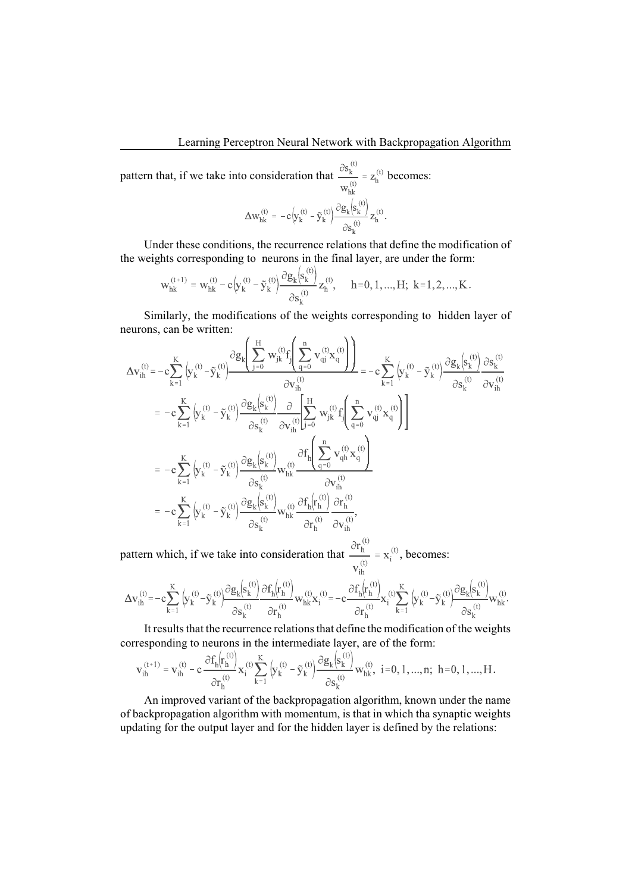pattern that, if we take into consideration that $\frac{\partial s_k^{(t)}}{w_{hk}^{(t)}} = z_h^{(t)}$ becomes:

$$\Delta w_{hk}^{(t)} = -c\left(y_k^{(t)} - \tilde{y}_k^{(t)}\right)\frac{\partial g_k\left(s_k^{(t)}\right)}{\partial s_k^{(t)}} z_h^{(t)}.$$

Under these conditions, the recurrence relations that define the modification of the weights corresponding to neurons in the final layer, are under the form:

$$w_{hk}^{(t+1)} = w_{hk}^{(t)} - c\left(y_k^{(t)} - \tilde{y}_k^{(t)}\right)\frac{\partial g_k\left(s_k^{(t)}\right)}{\partial s_k^{(t)}} z_h^{(t)}, \quad h = 0, 1, ..., H;\ k = 1, 2, ..., K.$$

Similarly, the modifications of the weights corresponding to hidden layer of neurons, can be written:

$$\Delta v_{ih}^{(t)} = -c\sum_{k=1}^{K}\left(y_k^{(t)} - \tilde{y}_k^{(t)}\right)\frac{\partial g_k\left(\sum_{j=0}^{H} w_{jk}^{(t)} f_j\left(\sum_{q=0}^{n} v_{qj}^{(t)} x_q^{(t)}\right)\right)}{\partial v_{ih}^{(t)}} = -c\sum_{k=1}^{K}\left(y_k^{(t)} - \tilde{y}_k^{(t)}\right)\frac{\partial g_k\left(s_k^{(t)}\right)}{\partial s_k^{(t)}}\frac{\partial s_k^{(t)}}{\partial v_{ih}^{(t)}}$$

$$= -c\sum_{k=1}^{K}\left(y_k^{(t)} - \tilde{y}_k^{(t)}\right)\frac{\partial g_k\left(s_k^{(t)}\right)}{\partial s_k^{(t)}}\frac{\partial}{\partial v_{ih}^{(t)}}\left[\sum_{j=0}^{H} w_{jk}^{(t)} f_j\left(\sum_{q=0}^{n} v_{qj}^{(t)} x_q^{(t)}\right)\right]$$

$$= -c\sum_{k=1}^{K}\left(y_k^{(t)} - \tilde{y}_k^{(t)}\right)\frac{\partial g_k\left(s_k^{(t)}\right)}{\partial s_k^{(t)}} w_{hk}^{(t)}\frac{\partial f_h\left(\sum_{q=0}^{n} v_{qh}^{(t)} x_q^{(t)}\right)}{\partial v_{ih}^{(t)}}$$

$$= -c\sum_{k=1}^{K}\left(y_k^{(t)} - \tilde{y}_k^{(t)}\right)\frac{\partial g_k\left(s_k^{(t)}\right)}{\partial s_k^{(t)}} w_{hk}^{(t)}\frac{\partial f_h\left(r_h^{(t)}\right)}{\partial r_h^{(t)}}\frac{\partial r_h^{(t)}}{\partial v_{ih}^{(t)}},$$

pattern which, if we take into consideration that $\frac{\partial r_h^{(t)}}{v_{ih}^{(t)}} = x_i^{(t)}$, becomes:

$$\Delta v_{ih}^{(t)} = -c\sum_{k=1}^{K}\left(y_k^{(t)} - \tilde{y}_k^{(t)}\right)\frac{\partial g_k\left(s_k^{(t)}\right)}{\partial s_k^{(t)}}\frac{\partial f_h\left(r_h^{(t)}\right)}{\partial r_h^{(t)}} w_{hk}^{(t)} x_i^{(t)} = -c\frac{\partial f_h\left(r_h^{(t)}\right)}{\partial r_h^{(t)}} x_i^{(t)}\sum_{k=1}^{K}\left(y_k^{(t)} - \tilde{y}_k^{(t)}\right)\frac{\partial g_k\left(s_k^{(t)}\right)}{\partial s_k^{(t)}} w_{hk}^{(t)}.$$

It results that the recurrence relations that define the modification of the weights corresponding to neurons in the intermediate layer, are of the form:

$$v_{ih}^{(t+1)} = v_{ih}^{(t)} - c\frac{\partial f_h\left(r_h^{(t)}\right)}{\partial r_h^{(t)}} x_i^{(t)}\sum_{k=1}^{K}\left(y_k^{(t)} - \tilde{y}_k^{(t)}\right)\frac{\partial g_k\left(s_k^{(t)}\right)}{\partial s_k^{(t)}} w_{hk}^{(t)}, \quad i = 0, 1, ..., n;\ h = 0, 1, ..., H.$$

An improved variant of the backpropagation algorithm, known under the name of backpropagation algorithm with momentum, is that in which tha synaptic weights updating for the output layer and for the hidden layer is defined by the relations: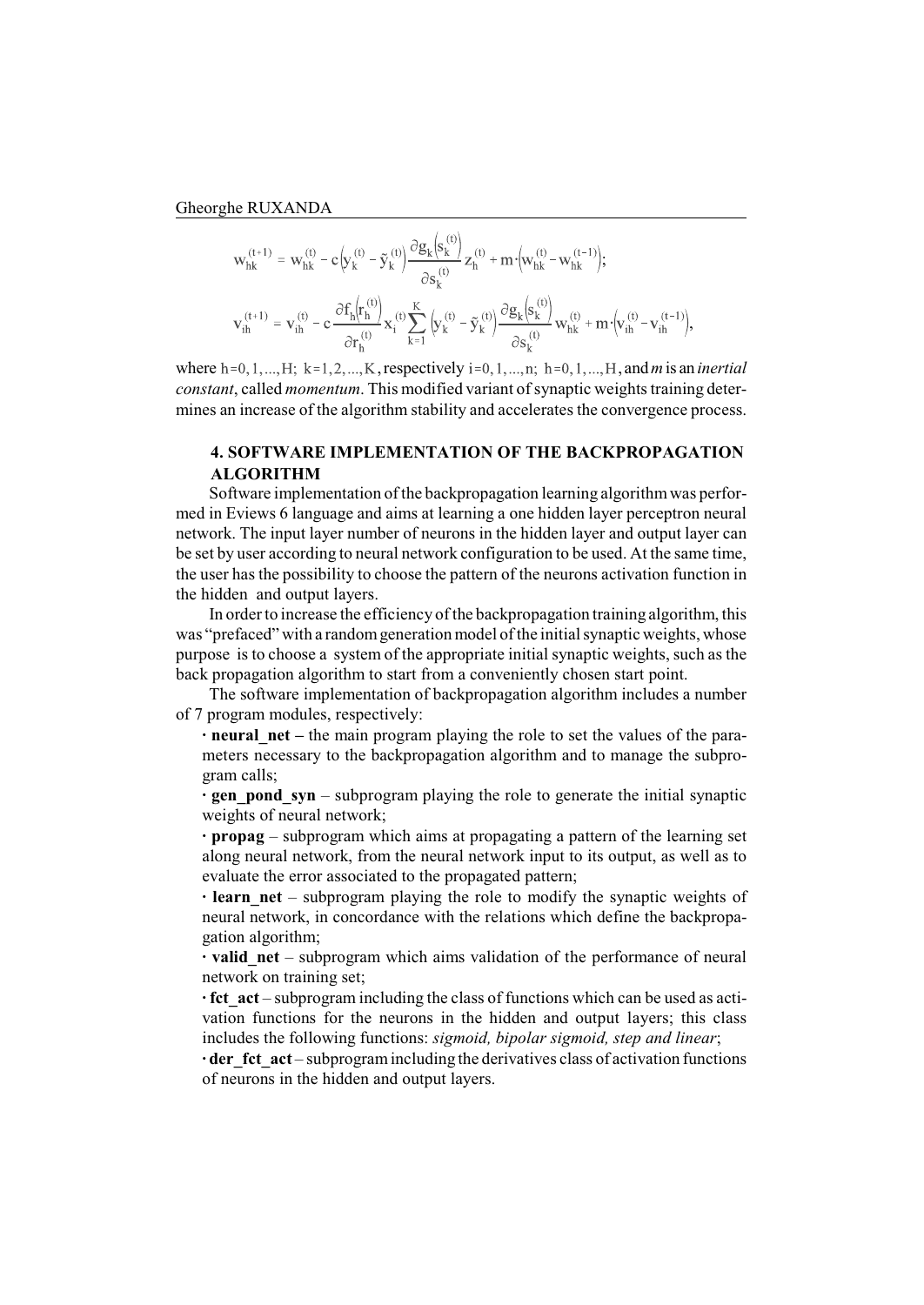$$w_{hk}^{(t+1)} = w_{hk}^{(t)} - c\left(y_k^{(t)} - \tilde{y}_k^{(t)}\right)\frac{\partial g_k\left(s_k^{(t)}\right)}{\partial s_k^{(t)}} z_h^{(t)} + m\cdot\left(w_{hk}^{(t)} - w_{hk}^{(t-1)}\right);$$

$$v_{ih}^{(t+1)} = v_{ih}^{(t)} - c\frac{\partial f_h\left(r_h^{(t)}\right)}{\partial r_h^{(t)}} x_i^{(t)} \sum_{k=1}^{K}\left(y_k^{(t)} - \tilde{y}_k^{(t)}\right)\frac{\partial g_k\left(s_k^{(t)}\right)}{\partial s_k^{(t)}} w_{hk}^{(t)} + m\cdot\left(v_{ih}^{(t)} - v_{ih}^{(t-1)}\right),$$

where $h=0,1,...,H;\ k=1,2,...,K$, respectively $i=0,1,...,n;\ h=0,1,...,H$, and $m$ is an *inertial constant*, called *momentum*. This modified variant of synaptic weights training determines an increase of the algorithm stability and accelerates the convergence process.

## 4. SOFTWARE IMPLEMENTATION OF THE BACKPROPAGATION ALGORITHM

Software implementation of the backpropagation learning algorithm was performed in Eviews 6 language and aims at learning a one hidden layer perceptron neural network. The input layer number of neurons in the hidden layer and output layer can be set by user according to neural network configuration to be used. At the same time, the user has the possibility to choose the pattern of the neurons activation function in the hidden and output layers.

In order to increase the efficiency of the backpropagation training algorithm, this was "prefaced" with a random generation model of the initial synaptic weights, whose purpose is to choose a system of the appropriate initial synaptic weights, such as the back propagation algorithm to start from a conveniently chosen start point.

The software implementation of backpropagation algorithm includes a number of 7 program modules, respectively:

- **neural_net –** the main program playing the role to set the values of the parameters necessary to the backpropagation algorithm and to manage the subprogram calls;
- **gen_pond_syn** – subprogram playing the role to generate the initial synaptic weights of neural network;
- **propag** – subprogram which aims at propagating a pattern of the learning set along neural network, from the neural network input to its output, as well as to evaluate the error associated to the propagated pattern;
- **learn_net** – subprogram playing the role to modify the synaptic weights of neural network, in concordance with the relations which define the backpropagation algorithm;
- **valid_net** – subprogram which aims validation of the performance of neural network on training set;
- **fct_act** – subprogram including the class of functions which can be used as activation functions for the neurons in the hidden and output layers; this class includes the following functions: *sigmoid, bipolar sigmoid, step and linear*;
- **der_fct_act** – subprogram including the derivatives class of activation functions of neurons in the hidden and output layers.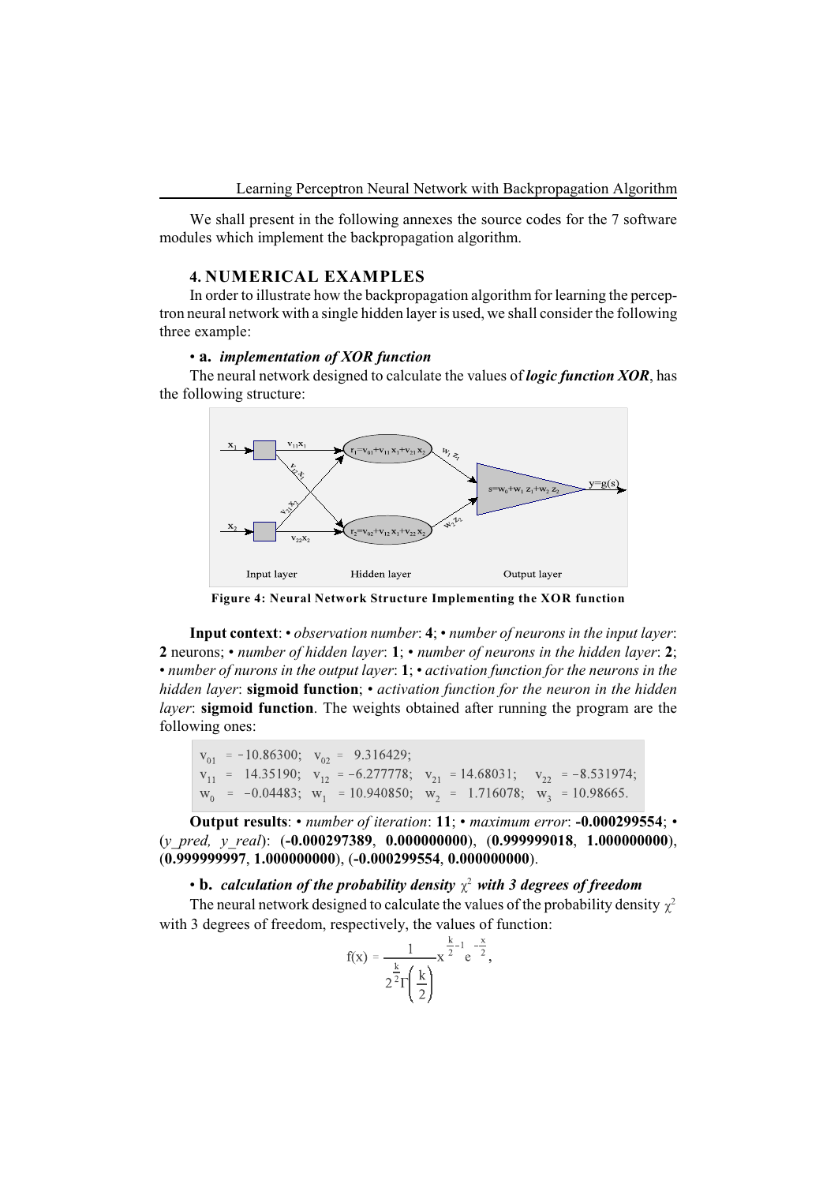We shall present in the following annexes the source codes for the 7 software modules which implement the backpropagation algorithm.

## 4. NUMERICAL EXAMPLES

In order to illustrate how the backpropagation algorithm for learning the perceptron neural network with a single hidden layer is used, we shall consider the following three example:

• **a.** ***implementation of XOR function***

The neural network designed to calculate the values of ***logic function XOR***, has the following structure:

**Figure 4: Neural Network Structure Implementing the XOR function**

**Input context**: • *observation number*: **4**; • *number of neurons in the input layer*: **2** neurons; • *number of hidden layer*: **1**; • *number of neurons in the hidden layer*: **2**; • *number of nurons in the output layer*: **1**; • *activation function for the neurons in the hidden layer*: **sigmoid function**; • *activation function for the neuron in the hidden layer*: **sigmoid function**. The weights obtained after running the program are the following ones:

$v_{01} = -10.86300$; $v_{02} = 9.316429$;
$v_{11} = 14.35190$; $v_{12} = -6.277778$; $v_{21} = 14.68031$; $v_{22} = -8.531974$;
$w_0 = -0.04483$; $w_1 = 10.940850$; $w_2 = 1.716078$; $w_3 = 10.98665$.

**Output results**: • *number of iteration*: **11**; • *maximum error*: **-0.000299554**; • (*y_pred, y_real*): (**-0.000297389**, **0.000000000**), (**0.999999018**, **1.000000000**), (**0.999999997**, **1.000000000**), (**-0.000299554**, **0.000000000**).

• **b.** ***calculation of the probability density*** $\chi^2$ ***with 3 degrees of freedom***

The neural network designed to calculate the values of the probability density $\chi^2$ with 3 degrees of freedom, respectively, the values of function:

$$f(x) = \frac{1}{2^{\frac{k}{2}}\Gamma\left(\frac{k}{2}\right)} x^{\frac{k}{2}-1} e^{-\frac{x}{2}},$$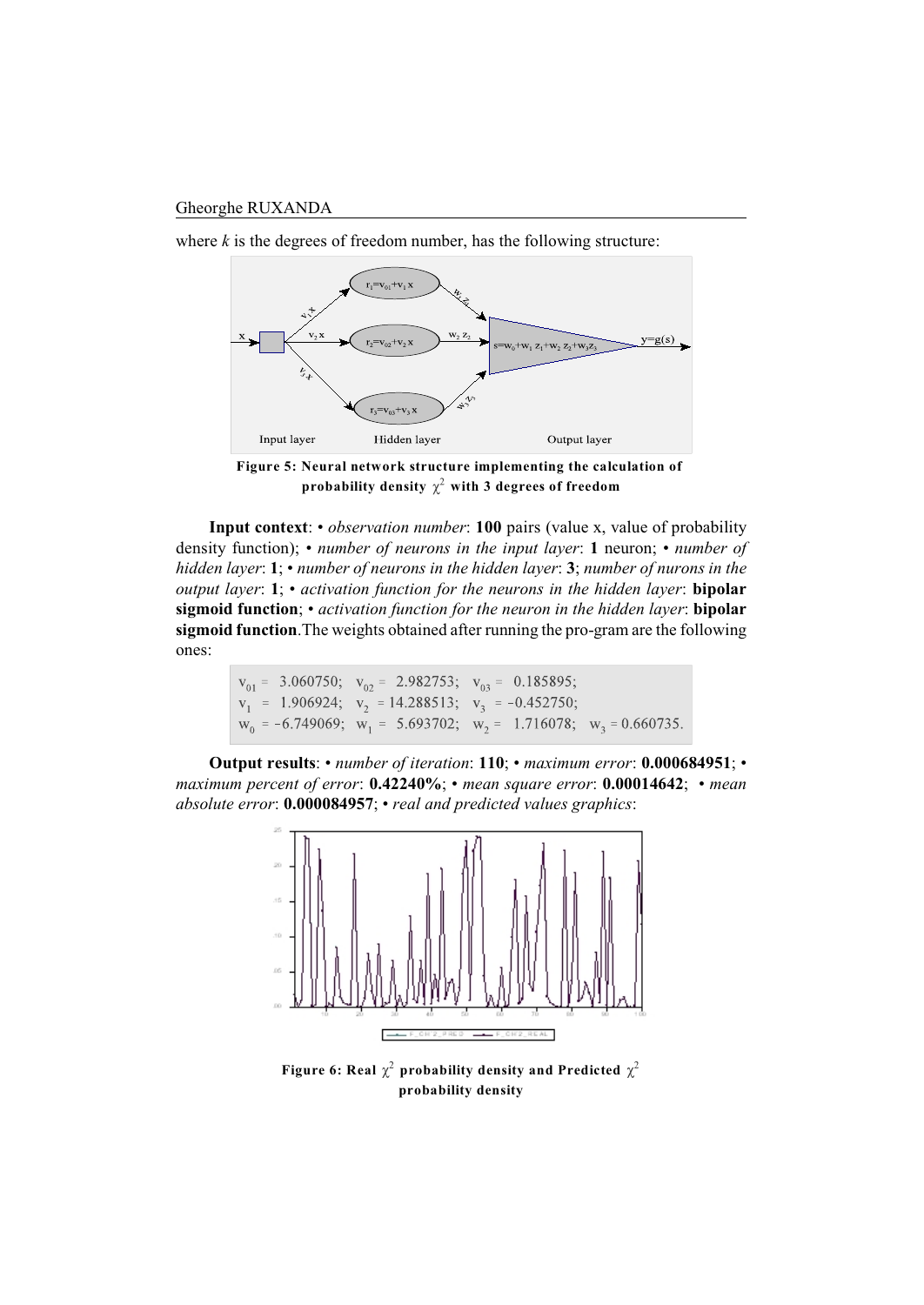where $k$ is the degrees of freedom number, has the following structure:

**Figure 5: Neural network structure implementing the calculation of probability density $\chi^2$ with 3 degrees of freedom**

**Input context**: • *observation number*: **100** pairs (value x, value of probability density function); • *number of neurons in the input layer*: **1** neuron; • *number of hidden layer*: **1**; • *number of neurons in the hidden layer*: **3**; *number of nurons in the output layer*: **1**; • *activation function for the neurons in the hidden layer*: **bipolar sigmoid function**; • *activation function for the neuron in the hidden layer*: **bipolar sigmoid function**. The weights obtained after running the pro-gram are the following ones:

$v_{01}$ = 3.060750; $v_{02}$ = 2.982753; $v_{03}$ = 0.185895;
$v_1$ = 1.906924; $v_2$ = 14.288513; $v_3$ = −0.452750;
$w_0$ = −6.749069; $w_1$ = 5.693702; $w_2$ = 1.716078; $w_3$ = 0.660735.

**Output results**: • *number of iteration*: **110**; • *maximum error*: **0.000684951**; • *maximum percent of error*: **0.42240%**; • *mean square error*: **0.00014642**; • *mean absolute error*: **0.000084957**; • *real and predicted values graphics*:

**Figure 6: Real $\chi^2$ probability density and Predicted $\chi^2$ probability density**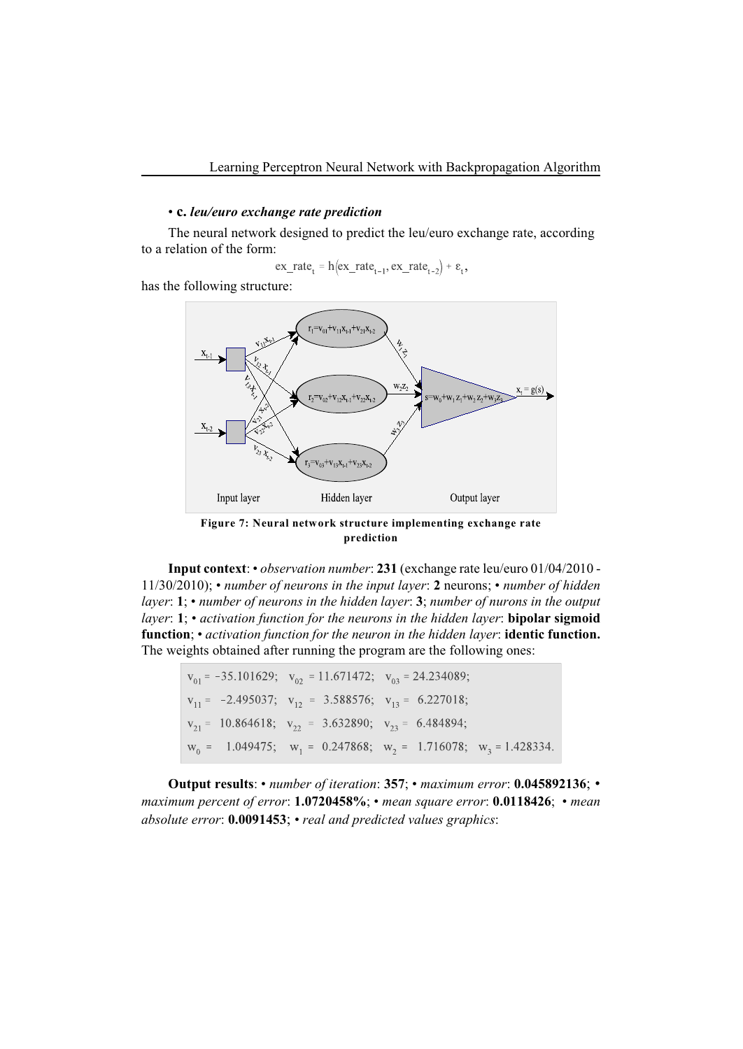• **c.** ***leu/euro exchange rate prediction***

The neural network designed to predict the leu/euro exchange rate, according to a relation of the form:

$$ex\_rate_t = h\left(ex\_rate_{t-1}, ex\_rate_{t-2}\right) + \varepsilon_t,$$

has the following structure:

**Figure 7: Neural network structure implementing exchange rate prediction**

**Input context**: • *observation number*: **231** (exchange rate leu/euro 01/04/2010 - 11/30/2010); • *number of neurons in the input layer*: **2** neurons; • *number of hidden layer*: **1**; • *number of neurons in the hidden layer*: **3**; *number of nurons in the output layer*: **1**; • *activation function for the neurons in the hidden layer*: **bipolar sigmoid function**; • *activation function for the neuron in the hidden layer*: **identic function.** The weights obtained after running the program are the following ones:

$v_{01} = -35.101629$; $v_{02} = 11.671472$; $v_{03} = 24.234089$;

$v_{11} = -2.495037$; $v_{12} = 3.588576$; $v_{13} = 6.227018$;

$v_{21} = 10.864618$; $v_{22} = 3.632890$; $v_{23} = 6.484894$;

$w_0 = 1.049475$; $w_1 = 0.247868$; $w_2 = 1.716078$; $w_3 = 1.428334$.

**Output results**: • *number of iteration*: **357**; • *maximum error*: **0.045892136**; • *maximum percent of error*: **1.0720458%**; • *mean square error*: **0.0118426**; • *mean absolute error*: **0.0091453**; • *real and predicted values graphics*: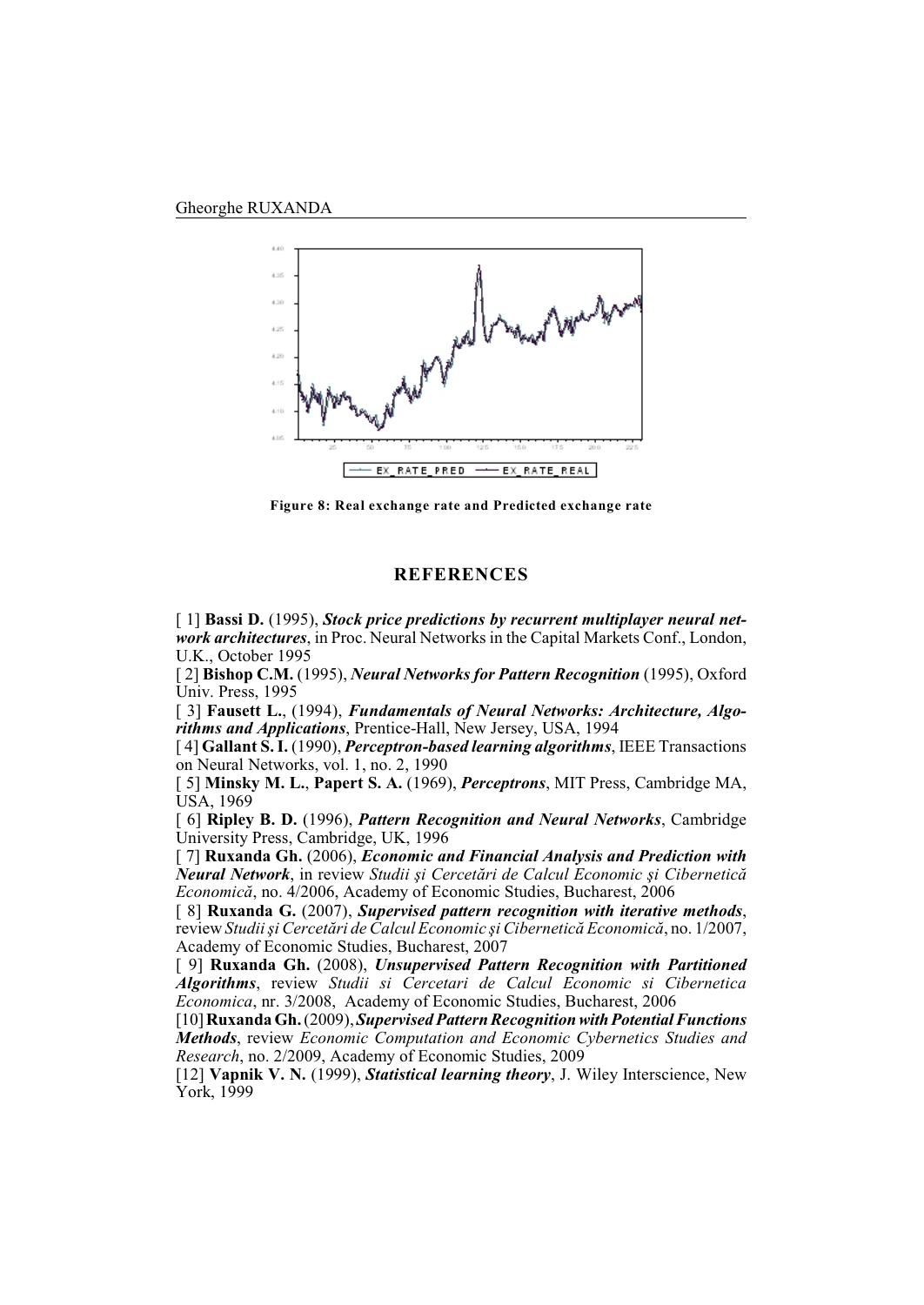Figure 8: Real exchange rate and Predicted exchange rate

## REFERENCES

[ 1] **Bassi D.** (1995), ***Stock price predictions by recurrent multiplayer neural network architectures***, in Proc. Neural Networks in the Capital Markets Conf., London, U.K., October 1995

[ 2] **Bishop C.M.** (1995), ***Neural Networks for Pattern Recognition*** (1995), Oxford Univ. Press, 1995

[ 3] **Fausett L.**, (1994), ***Fundamentals of Neural Networks: Architecture, Algorithms and Applications***, Prentice-Hall, New Jersey, USA, 1994

[ 4] **Gallant S. I.** (1990), ***Perceptron-based learning algorithms***, IEEE Transactions on Neural Networks, vol. 1, no. 2, 1990

[ 5] **Minsky M. L.**, **Papert S. A.** (1969), ***Perceptrons***, MIT Press, Cambridge MA, USA, 1969

[ 6] **Ripley B. D.** (1996), ***Pattern Recognition and Neural Networks***, Cambridge University Press, Cambridge, UK, 1996

[ 7] **Ruxanda Gh.** (2006), ***Economic and Financial Analysis and Prediction with Neural Network***, in review *Studii şi Cercetări de Calcul Economic şi Cibernetică Economică*, no. 4/2006, Academy of Economic Studies, Bucharest, 2006

[ 8] **Ruxanda G.** (2007), ***Supervised pattern recognition with iterative methods***, review *Studii şi Cercetări de Calcul Economic şi Cibernetică Economică*, no. 1/2007, Academy of Economic Studies, Bucharest, 2007

[ 9] **Ruxanda Gh.** (2008), ***Unsupervised Pattern Recognition with Partitioned Algorithms***, review *Studii si Cercetari de Calcul Economic si Cibernetica Economica*, nr. 3/2008, Academy of Economic Studies, Bucharest, 2006

[10] **Ruxanda Gh.** (2009), ***Supervised Pattern Recognition with Potential Functions Methods***, review *Economic Computation and Economic Cybernetics Studies and Research*, no. 2/2009, Academy of Economic Studies, 2009

[12] **Vapnik V. N.** (1999), ***Statistical learning theory***, J. Wiley Interscience, New York, 1999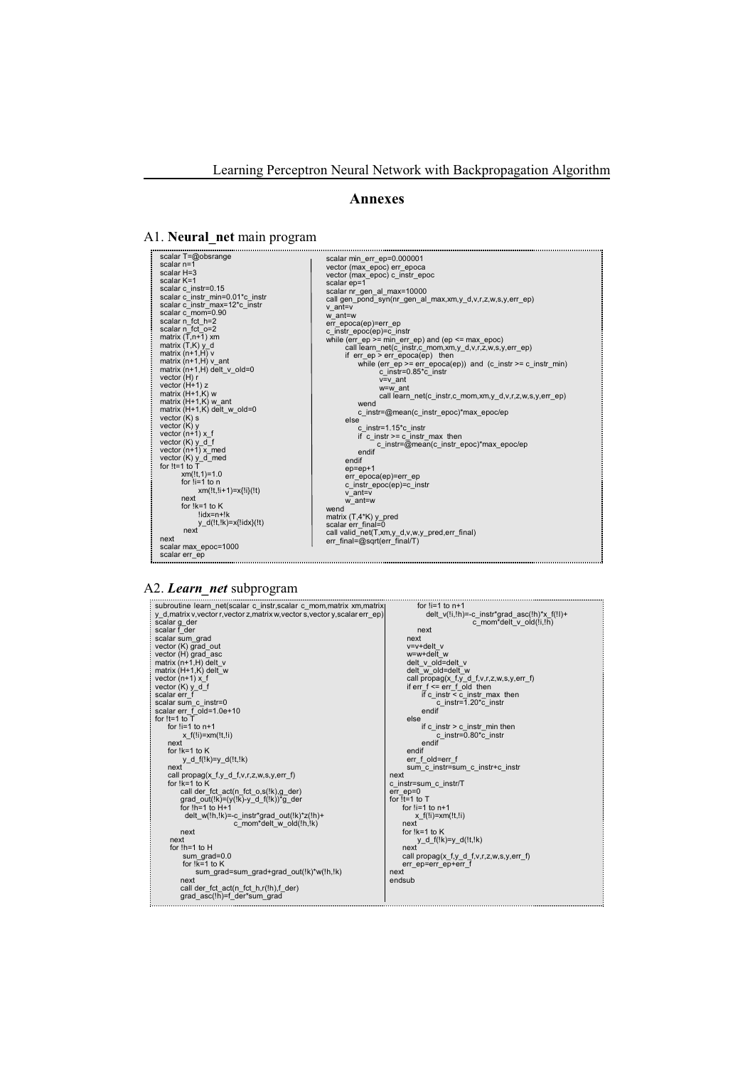# Annexes

## A1. **Neural_net** main program

```
scalar T=@obsrange
scalar n=1
scalar H=3
scalar K=1
scalar c_instr=0.15
scalar c_instr_min=0.01*c_instr
scalar c_instr_max=12*c_instr
scalar c_mom=0.90
scalar n_fct_h=2
scalar n_fct_o=2
matrix (T,n+1) xm
matrix (T,K) y_d
matrix (n+1,H) v
matrix (n+1,H) v_ant
matrix (n+1,H) delt_v_old=0
vector (H) r
vector (H+1) z
matrix (H+1,K) w
matrix (H+1,K) w_ant
matrix (H+1,K) delt_w_old=0
vector (K) s
vector (K) y
vector (n+1) x_f
vector (K) y_d_f
vector (n+1) x_med
vector (K) y_d_med
for !t=1 to T
        xm(!t,1)=1.0
        for !i=1 to n
                xm(!t,!i+1)=x{!i}(!t)
        next
        for !k=1 to K
                !idx=n+!k
                y_d(!t,!k)=x{!idx}(!t)
        next
next
scalar max_epoc=1000
scalar err_ep
```

```
scalar min_err_ep=0.000001
vector (max_epoc) err_epoca
vector (max_epoc) c_instr_epoc
scalar ep=1
scalar nr_gen_al_max=10000
call gen_pond_syn(nr_gen_al_max,xm,y_d,v,r,z,w,s,y,err_ep)
v_ant=v
w_ant=w
err_epoca(ep)=err_ep
c_instr_epoc(ep)=c_instr
while (err_ep >= min_err_ep) and (ep <= max_epoc)
        call learn_net(c_instr,c_mom,xm,y_d,v,r,z,w,s,y,err_ep)
        if err_ep > err_epoca(ep) then
                while (err_ep >= err_epoca(ep)) and (c_instr >= c_instr_min)
                        c_instr=0.85*c_instr
                        v=v_ant
                        w=w_ant
                        call learn_net(c_instr,c_mom,xm,y_d,v,r,z,w,s,y,err_ep)
                wend
                c_instr=@mean(c_instr_epoc)*max_epoc/ep
        else
                c_instr=1.15*c_instr
                if c_instr >= c_instr_max then
                        c_instr=@mean(c_instr_epoc)*max_epoc/ep
                endif
        endif
        ep=ep+1
        err_epoca(ep)=err_ep
        c_instr_epoc(ep)=c_instr
        v_ant=v
        w_ant=w
wend
matrix (T,4*K) y_pred
scalar err_final=0
call valid_net(T,xm,y_d,v,w,y_pred,err_final)
err_final=@sqrt(err_final/T)
```

## A2. ***Learn_net*** subprogram

```
subroutine learn_net(scalar c_instr,scalar c_mom,matrix xm,matrix y_d,matrix v,vector r,vector z,matrix w,vector s,vector y,scalar err_ep)
scalar g_der
scalar f_der
scalar sum_grad
vector (K) grad_out
vector (H) grad_asc
matrix (n+1,H) delt_v
matrix (H+1,K) delt_w
vector (n+1) x_f
vector (K) y_d_f
scalar err_f
scalar sum_c_instr=0
scalar err_f_old=1.0e+10
for !t=1 to T
    for !i=1 to n+1
        x_f(!i)=xm(!t,!i)
    next
    for !k=1 to K
        y_d_f(!k)=y_d(!t,!k)
    next
    call propag(x_f,y_d_f,v,r,z,w,s,y,err_f)
    for !k=1 to K
        call der_fct_act(n_fct_o,s(!k),g_der)
        grad_out(!k)=(y(!k)-y_d_f(!k))*g_der
        for !h=1 to H+1
            delt_w(!h,!k)=-c_instr*grad_out(!k)*z(!h)+
                          c_mom*delt_w_old(!h,!k)
        next
    next
    for !h=1 to H
        sum_grad=0.0
        for !k=1 to K
            sum_grad=sum_grad+grad_out(!k)*w(!h,!k)
        next
        call der_fct_act(n_fct_h,r(!h),f_der)
        grad_asc(!h)=f_der*sum_grad
        for !i=1 to n+1
            delt_v(!i,!h)=-c_instr*grad_asc(!h)*x_f(!I)+
                          c_mom*delt_v_old(!i,!h)
        next
    next
    v=v+delt_v
    w=w+delt_w
    delt_v_old=delt_v
    delt_w_old=delt_w
    call propag(x_f,y_d_f,v,r,z,w,s,y,err_f)
    if err_f <= err_f_old then
        if c_instr < c_instr_max then
            c_instr=1.20*c_instr
        endif
    else
        if c_instr > c_instr_min then
            c_instr=0.80*c_instr
        endif
    endif
    err_f_old=err_f
    sum_c_instr=sum_c_instr+c_instr
next
c_instr=sum_c_instr/T
err_ep=0
for !t=1 to T
    for !i=1 to n+1
        x_f(!i)=xm(!t,!i)
    next
    for !k=1 to K
        y_d_f(!k)=y_d(!t,!k)
    next
    call propag(x_f,y_d_f,v,r,z,w,s,y,err_f)
    err_ep=err_ep+err_f
next
endsub
```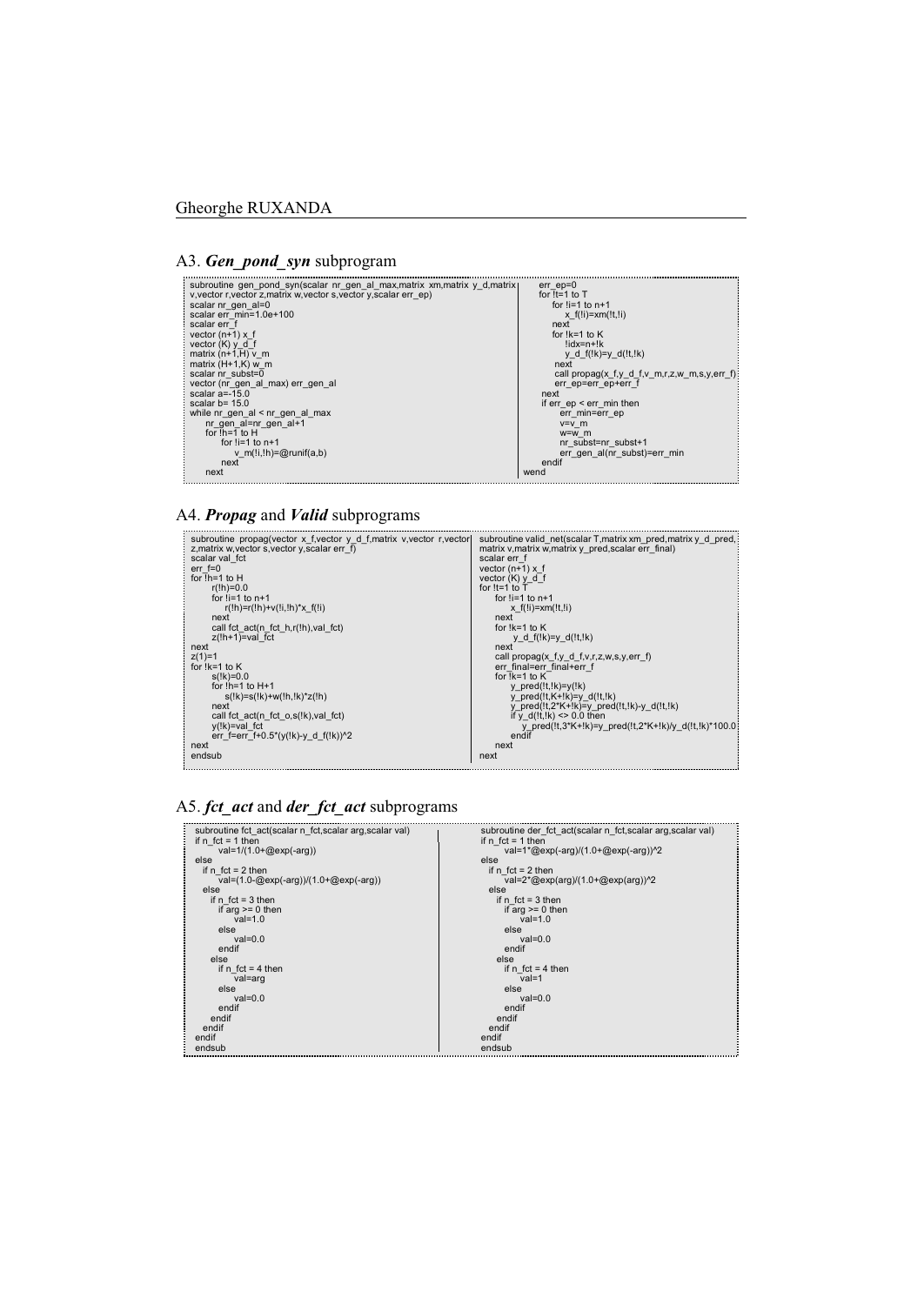## A3. *Gen_pond_syn* subprogram

```
subroutine gen_pond_syn(scalar nr_gen_al_max,matrix xm,matrix y_d,matrix
v,vector r,vector z,matrix w,vector s,vector y,scalar err_ep)
scalar nr_gen_al=0
scalar err_min=1.0e+100
scalar err_f
vector (n+1) x_f
vector (K) y_d_f
matrix (n+1,H) v_m
matrix (H+1,K) w_m
scalar nr_subst=0
vector (nr_gen_al_max) err_gen_al
scalar a=-15.0
scalar b= 15.0
while nr_gen_al < nr_gen_al_max
   nr_gen_al=nr_gen_al+1
   for !h=1 to H
      for !i=1 to n+1
         v_m(!i,!h)=@runif(a,b)
      next
   next
   err_ep=0
   for !t=1 to T
      for !i=1 to n+1
         x_f(!i)=xm(!t,!i)
      next
      for !k=1 to K
         !idx=n+!k
         y_d_f(!k)=y_d(!t,!k)
      next
      call propag(x_f,y_d_f,v_m,r,z,w_m,s,y,err_f)
      err_ep=err_ep+err_f
   next
   if err_ep < err_min then
      err_min=err_ep
      v=v_m
      w=w_m
      nr_subst=nr_subst+1
      err_gen_al(nr_subst)=err_min
   endif
wend
```

## A4. *Propag* and *Valid* subprograms

```
subroutine propag(vector x_f,vector y_d_f,matrix v,vector r,vector
z,matrix w,vector s,vector y,scalar err_f)
scalar val_fct
err_f=0
for !h=1 to H
   r(!h)=0.0
   for !i=1 to n+1
      r(!h)=r(!h)+v(!i,!h)*x_f(!i)
   next
   call fct_act(n_fct_h,r(!h),val_fct)
   z(!h+1)=val_fct
next
z(1)=1
for !k=1 to K
   s(!k)=0.0
   for !h=1 to H+1
      s(!k)=s(!k)+w(!h,!k)*z(!h)
   next
   call fct_act(n_fct_o,s(!k),val_fct)
   y(!k)=val_fct
   err_f=err_f+0.5*(y(!k)-y_d_f(!k))^2
next
endsub
```

```
subroutine valid_net(scalar T,matrix xm_pred,matrix y_d_pred,
matrix v,matrix w,matrix y_pred,scalar err_final)
scalar err_f
vector (n+1) x_f
vector (K) y_d_f
for !t=1 to T
   for !i=1 to n+1
      x_f(!i)=xm(!t,!i)
   next
   for !k=1 to K
      y_d_f(!k)=y_d(!t,!k)
   next
   call propag(x_f,y_d_f,v,r,z,w,s,y,err_f)
   err_final=err_final+err_f
   for !k=1 to K
      y_pred(!t,!k)=y(!k)
      y_pred(!t,K+!k)=y_d(!t,!k)
      y_pred(!t,2*K+!k)=y_pred(!t,!k)-y_d(!t,!k)
      if y_d(!t,!k) <> 0.0 then
         y_pred(!t,3*K+!k)=y_pred(!t,2*K+!k)/y_d(!t,!k)*100.0
      endif
   next
next
```

## A5. *fct_act* and *der_fct_act* subprograms

```
subroutine fct_act(scalar n_fct,scalar arg,scalar val)
if n_fct = 1 then
      val=1/(1.0+@exp(-arg))
else
   if n_fct = 2 then
      val=(1.0-@exp(-arg))/(1.0+@exp(-arg))
   else
      if n_fct = 3 then
         if arg >= 0 then
            val=1.0
         else
            val=0.0
         endif
      else
         if n_fct = 4 then
            val=arg
         else
            val=0.0
         endif
      endif
   endif
endif
endsub
```

```
subroutine der_fct_act(scalar n_fct,scalar arg,scalar val)
if n_fct = 1 then
      val=1*@exp(-arg)/(1.0+@exp(-arg))^2
else
   if n_fct = 2 then
      val=2*@exp(arg)/(1.0+@exp(arg))^2
   else
      if n_fct = 3 then
         if arg >= 0 then
            val=1.0
         else
            val=0.0
         endif
      else
         if n_fct = 4 then
            val=1
         else
            val=0.0
         endif
      endif
   endif
endif
endsub
```